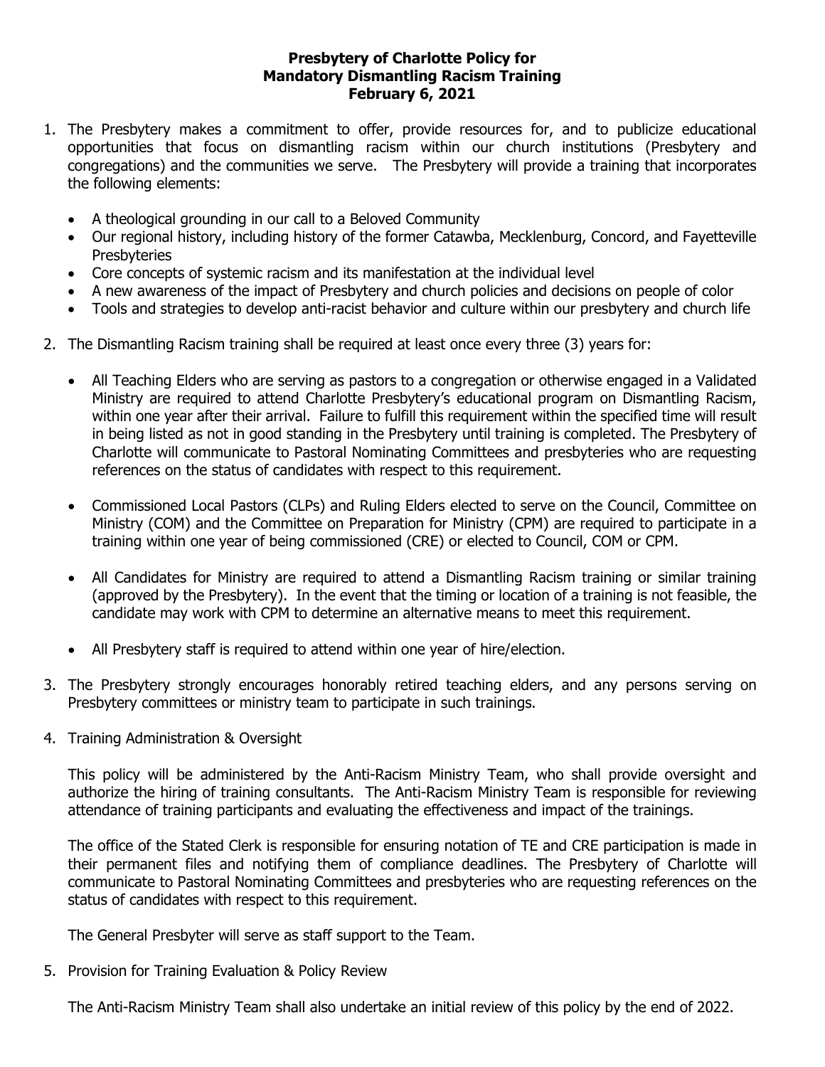**Presbytery of Charlotte Policy for Mandatory Dismantling Racism Training February 6, 2021**

1. The Presbytery makes a commitment to offer, provide resources for, and to publicize educational opportunities that focus on dismantling racism within our church institutions (Presbytery and congregations) and the communities we serve. The Presbytery will provide a training that incorporates the following elements:

   - A theological grounding in our call to a Beloved Community
   - Our regional history, including history of the former Catawba, Mecklenburg, Concord, and Fayetteville Presbyteries
   - Core concepts of systemic racism and its manifestation at the individual level
   - A new awareness of the impact of Presbytery and church policies and decisions on people of color
   - Tools and strategies to develop anti-racist behavior and culture within our presbytery and church life

2. The Dismantling Racism training shall be required at least once every three (3) years for:

   - All Teaching Elders who are serving as pastors to a congregation or otherwise engaged in a Validated Ministry are required to attend Charlotte Presbytery's educational program on Dismantling Racism, within one year after their arrival. Failure to fulfill this requirement within the specified time will result in being listed as not in good standing in the Presbytery until training is completed. The Presbytery of Charlotte will communicate to Pastoral Nominating Committees and presbyteries who are requesting references on the status of candidates with respect to this requirement.

   - Commissioned Local Pastors (CLPs) and Ruling Elders elected to serve on the Council, Committee on Ministry (COM) and the Committee on Preparation for Ministry (CPM) are required to participate in a training within one year of being commissioned (CRE) or elected to Council, COM or CPM.

   - All Candidates for Ministry are required to attend a Dismantling Racism training or similar training (approved by the Presbytery). In the event that the timing or location of a training is not feasible, the candidate may work with CPM to determine an alternative means to meet this requirement.

   - All Presbytery staff is required to attend within one year of hire/election.

3. The Presbytery strongly encourages honorably retired teaching elders, and any persons serving on Presbytery committees or ministry team to participate in such trainings.

4. Training Administration & Oversight

   This policy will be administered by the Anti-Racism Ministry Team, who shall provide oversight and authorize the hiring of training consultants. The Anti-Racism Ministry Team is responsible for reviewing attendance of training participants and evaluating the effectiveness and impact of the trainings.

   The office of the Stated Clerk is responsible for ensuring notation of TE and CRE participation is made in their permanent files and notifying them of compliance deadlines. The Presbytery of Charlotte will communicate to Pastoral Nominating Committees and presbyteries who are requesting references on the status of candidates with respect to this requirement.

   The General Presbyter will serve as staff support to the Team.

5. Provision for Training Evaluation & Policy Review

   The Anti-Racism Ministry Team shall also undertake an initial review of this policy by the end of 2022.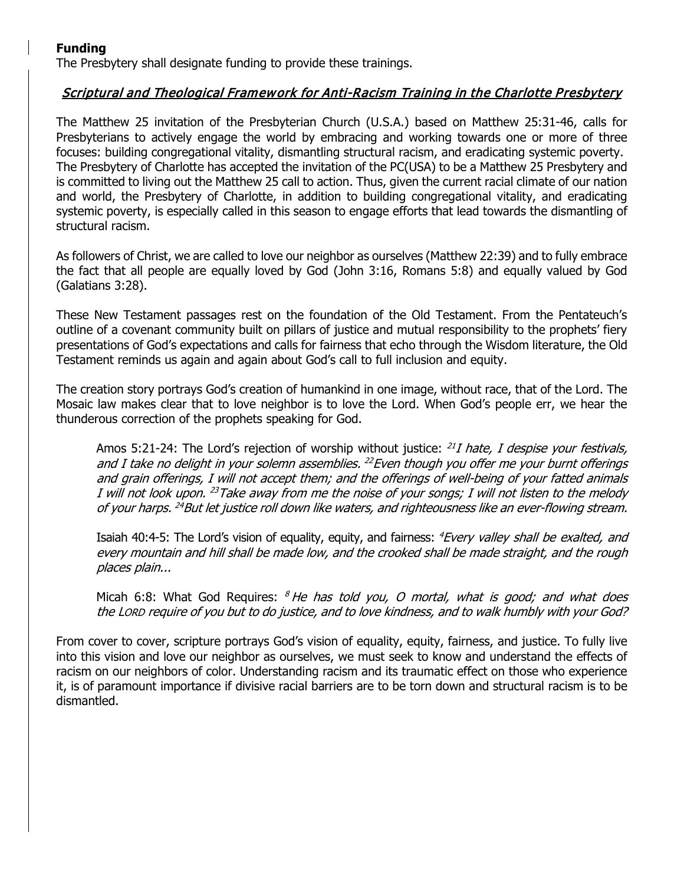**Funding**

The Presbytery shall designate funding to provide these trainings.

## *Scriptural and Theological Framework for Anti-Racism Training in the Charlotte Presbytery*

The Matthew 25 invitation of the Presbyterian Church (U.S.A.) based on Matthew 25:31-46, calls for Presbyterians to actively engage the world by embracing and working towards one or more of three focuses: building congregational vitality, dismantling structural racism, and eradicating systemic poverty. The Presbytery of Charlotte has accepted the invitation of the PC(USA) to be a Matthew 25 Presbytery and is committed to living out the Matthew 25 call to action. Thus, given the current racial climate of our nation and world, the Presbytery of Charlotte, in addition to building congregational vitality, and eradicating systemic poverty, is especially called in this season to engage efforts that lead towards the dismantling of structural racism.

As followers of Christ, we are called to love our neighbor as ourselves (Matthew 22:39) and to fully embrace the fact that all people are equally loved by God (John 3:16, Romans 5:8) and equally valued by God (Galatians 3:28).

These New Testament passages rest on the foundation of the Old Testament. From the Pentateuch's outline of a covenant community built on pillars of justice and mutual responsibility to the prophets' fiery presentations of God's expectations and calls for fairness that echo through the Wisdom literature, the Old Testament reminds us again and again about God's call to full inclusion and equity.

The creation story portrays God's creation of humankind in one image, without race, that of the Lord. The Mosaic law makes clear that to love neighbor is to love the Lord. When God's people err, we hear the thunderous correction of the prophets speaking for God.

> Amos 5:21-24: The Lord's rejection of worship without justice: [21]*I hate, I despise your festivals, and I take no delight in your solemn assemblies.* [22]*Even though you offer me your burnt offerings and grain offerings, I will not accept them; and the offerings of well-being of your fatted animals I will not look upon.* [23]*Take away from me the noise of your songs; I will not listen to the melody of your harps.* [24]*But let justice roll down like waters, and righteousness like an ever-flowing stream.*
>
> Isaiah 40:4-5: The Lord's vision of equality, equity, and fairness: [4]*Every valley shall be exalted, and every mountain and hill shall be made low, and the crooked shall be made straight, and the rough places plain...*
>
> Micah 6:8: What God Requires: [8] *He has told you, O mortal, what is good; and what does the LORD require of you but to do justice, and to love kindness, and to walk humbly with your God?*

From cover to cover, scripture portrays God's vision of equality, equity, fairness, and justice. To fully live into this vision and love our neighbor as ourselves, we must seek to know and understand the effects of racism on our neighbors of color. Understanding racism and its traumatic effect on those who experience it, is of paramount importance if divisive racial barriers are to be torn down and structural racism is to be dismantled.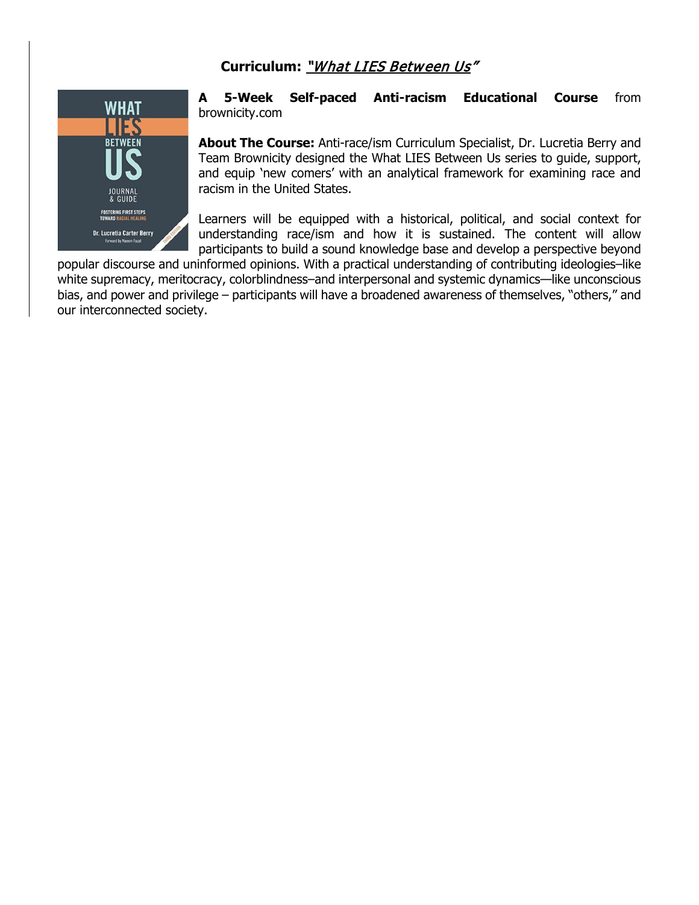## Curriculum: *"What LIES Between Us"*

**A 5-Week Self-paced Anti-racism Educational Course** from brownicity.com

**About The Course:** Anti-race/ism Curriculum Specialist, Dr. Lucretia Berry and Team Brownicity designed the What LIES Between Us series to guide, support, and equip 'new comers' with an analytical framework for examining race and racism in the United States.

Learners will be equipped with a historical, political, and social context for understanding race/ism and how it is sustained. The content will allow participants to build a sound knowledge base and develop a perspective beyond popular discourse and uninformed opinions. With a practical understanding of contributing ideologies–like white supremacy, meritocracy, colorblindness–and interpersonal and systemic dynamics—like unconscious bias, and power and privilege – participants will have a broadened awareness of themselves, "others," and our interconnected society.